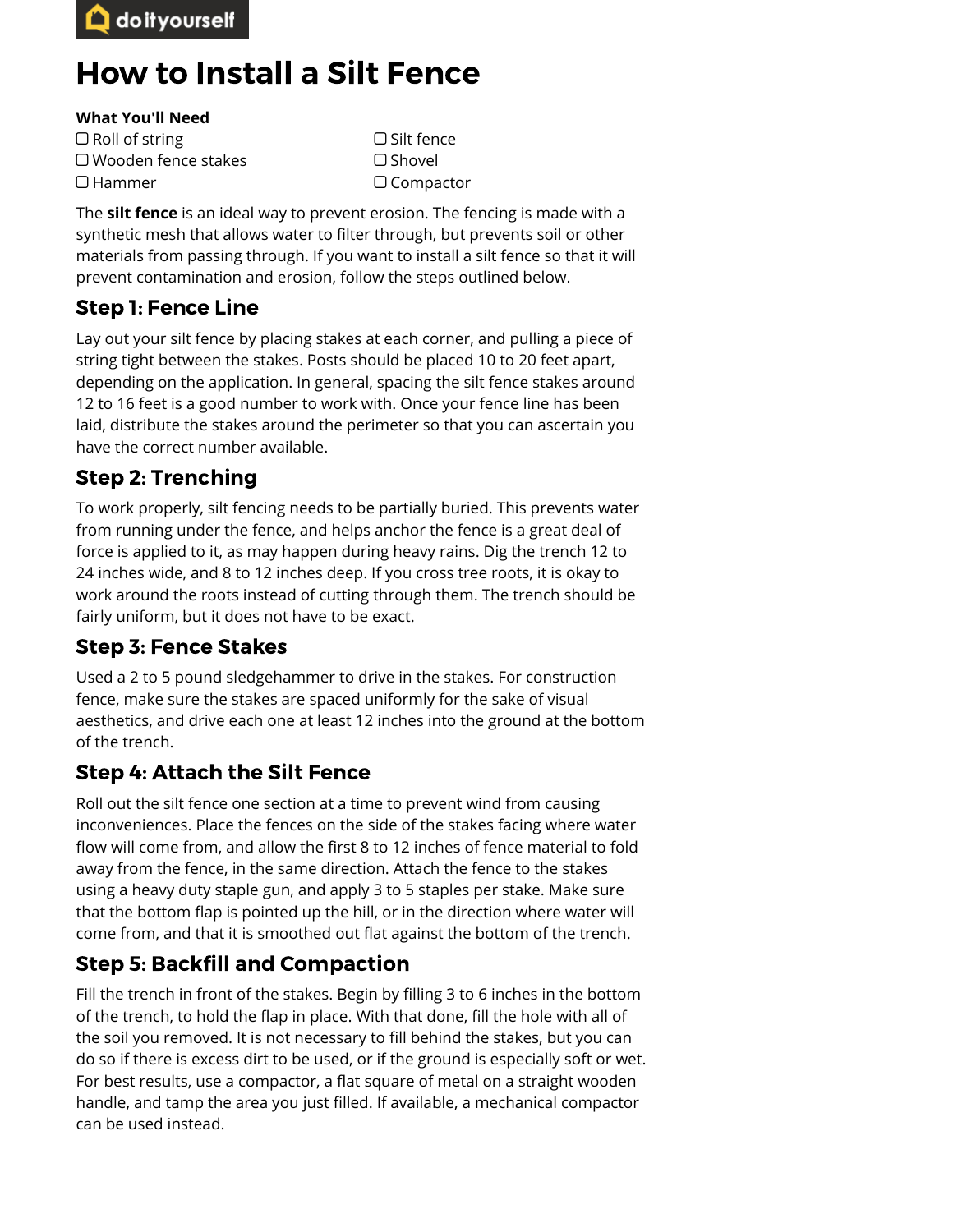doityourself

# How to Install a Silt Fence

**What You'll Need**

- ☐ Roll of string
- ☐ Wooden fence stakes
- ☐ Hammer
- ☐ Silt fence
- ☐ Shovel
- ☐ Compactor

The **silt fence** is an ideal way to prevent erosion. The fencing is made with a synthetic mesh that allows water to filter through, but prevents soil or other materials from passing through. If you want to install a silt fence so that it will prevent contamination and erosion, follow the steps outlined below.

## Step 1: Fence Line

Lay out your silt fence by placing stakes at each corner, and pulling a piece of string tight between the stakes. Posts should be placed 10 to 20 feet apart, depending on the application. In general, spacing the silt fence stakes around 12 to 16 feet is a good number to work with. Once your fence line has been laid, distribute the stakes around the perimeter so that you can ascertain you have the correct number available.

## Step 2: Trenching

To work properly, silt fencing needs to be partially buried. This prevents water from running under the fence, and helps anchor the fence is a great deal of force is applied to it, as may happen during heavy rains. Dig the trench 12 to 24 inches wide, and 8 to 12 inches deep. If you cross tree roots, it is okay to work around the roots instead of cutting through them. The trench should be fairly uniform, but it does not have to be exact.

## Step 3: Fence Stakes

Used a 2 to 5 pound sledgehammer to drive in the stakes. For construction fence, make sure the stakes are spaced uniformly for the sake of visual aesthetics, and drive each one at least 12 inches into the ground at the bottom of the trench.

## Step 4: Attach the Silt Fence

Roll out the silt fence one section at a time to prevent wind from causing inconveniences. Place the fences on the side of the stakes facing where water flow will come from, and allow the first 8 to 12 inches of fence material to fold away from the fence, in the same direction. Attach the fence to the stakes using a heavy duty staple gun, and apply 3 to 5 staples per stake. Make sure that the bottom flap is pointed up the hill, or in the direction where water will come from, and that it is smoothed out flat against the bottom of the trench.

## Step 5: Backfill and Compaction

Fill the trench in front of the stakes. Begin by filling 3 to 6 inches in the bottom of the trench, to hold the flap in place. With that done, fill the hole with all of the soil you removed. It is not necessary to fill behind the stakes, but you can do so if there is excess dirt to be used, or if the ground is especially soft or wet. For best results, use a compactor, a flat square of metal on a straight wooden handle, and tamp the area you just filled. If available, a mechanical compactor can be used instead.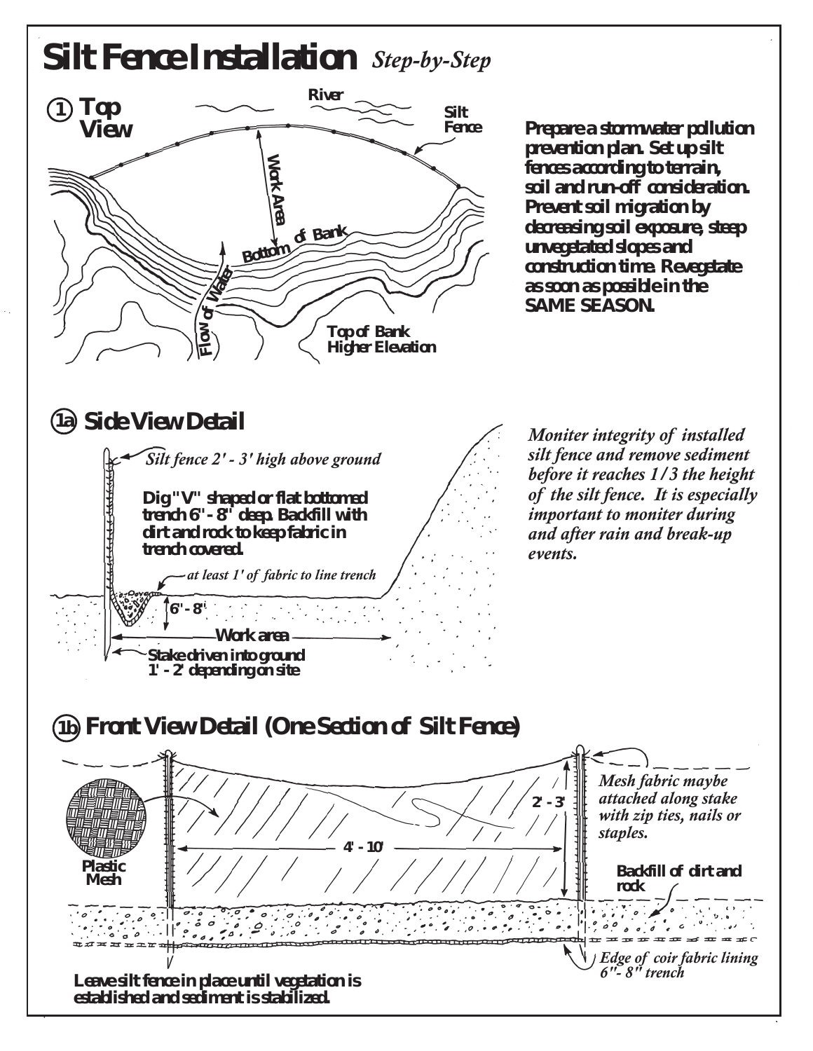# Silt Fence Installation *Step-by-Step*

## 1 Top View

River

Silt Fence

Work Area

Bottom of Bank

Flow of Water

Top of Bank Higher Elevation

**Prepare a stormwater pollution prevention plan. Set up silt fences according to terrain, soil and run-off consideration. Prevent soil migration by decreasing soil exposure, steep unvegetated slopes and construction time. Revegetate as soon as possible in the SAME SEASON.**

## 1a Side View Detail

*Silt fence 2' - 3' high above ground*

**Dig "V" shaped or flat bottomed trench 6" - 8" deep. Backfill with dirt and rock to keep fabric in trench covered.**

*at least 1' of fabric to line trench*

6" - 8"

Work area

Stake driven into ground 1' - 2' depending on site

*Moniter integrity of installed silt fence and remove sediment before it reaches 1/3 the height of the silt fence. It is especially important to moniter during and after rain and break-up events.*

## 1b Front View Detail (One Section of Silt Fence)

Plastic Mesh

4' - 10'

2' - 3'

*Mesh fabric maybe attached along stake with zip ties, nails or staples.*

Backfill of dirt and rock

*Edge of coir fabric lining 6"- 8" trench*

**Leave silt fence in place until vegetation is established and sediment is stabilized.**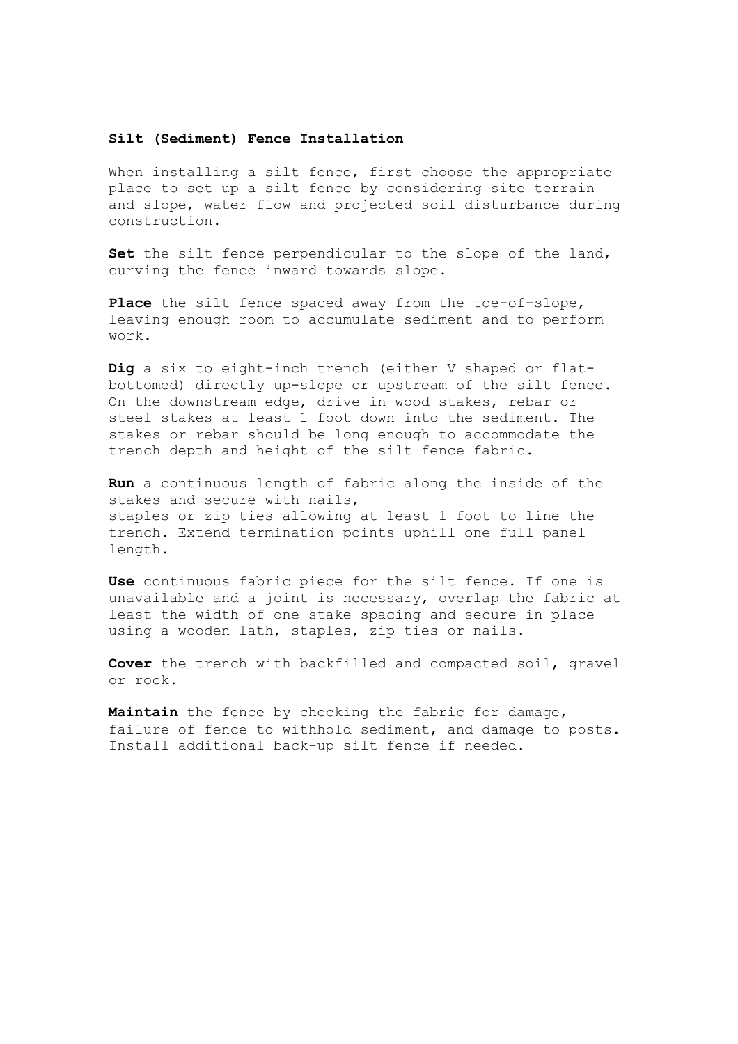**Silt (Sediment) Fence Installation**

When installing a silt fence, first choose the appropriate place to set up a silt fence by considering site terrain and slope, water flow and projected soil disturbance during construction.

**Set** the silt fence perpendicular to the slope of the land, curving the fence inward towards slope.

**Place** the silt fence spaced away from the toe-of-slope, leaving enough room to accumulate sediment and to perform work.

**Dig** a six to eight-inch trench (either V shaped or flat-bottomed) directly up-slope or upstream of the silt fence. On the downstream edge, drive in wood stakes, rebar or steel stakes at least 1 foot down into the sediment. The stakes or rebar should be long enough to accommodate the trench depth and height of the silt fence fabric.

**Run** a continuous length of fabric along the inside of the stakes and secure with nails, staples or zip ties allowing at least 1 foot to line the trench. Extend termination points uphill one full panel length.

**Use** continuous fabric piece for the silt fence. If one is unavailable and a joint is necessary, overlap the fabric at least the width of one stake spacing and secure in place using a wooden lath, staples, zip ties or nails.

**Cover** the trench with backfilled and compacted soil, gravel or rock.

**Maintain** the fence by checking the fabric for damage, failure of fence to withhold sediment, and damage to posts. Install additional back-up silt fence if needed.